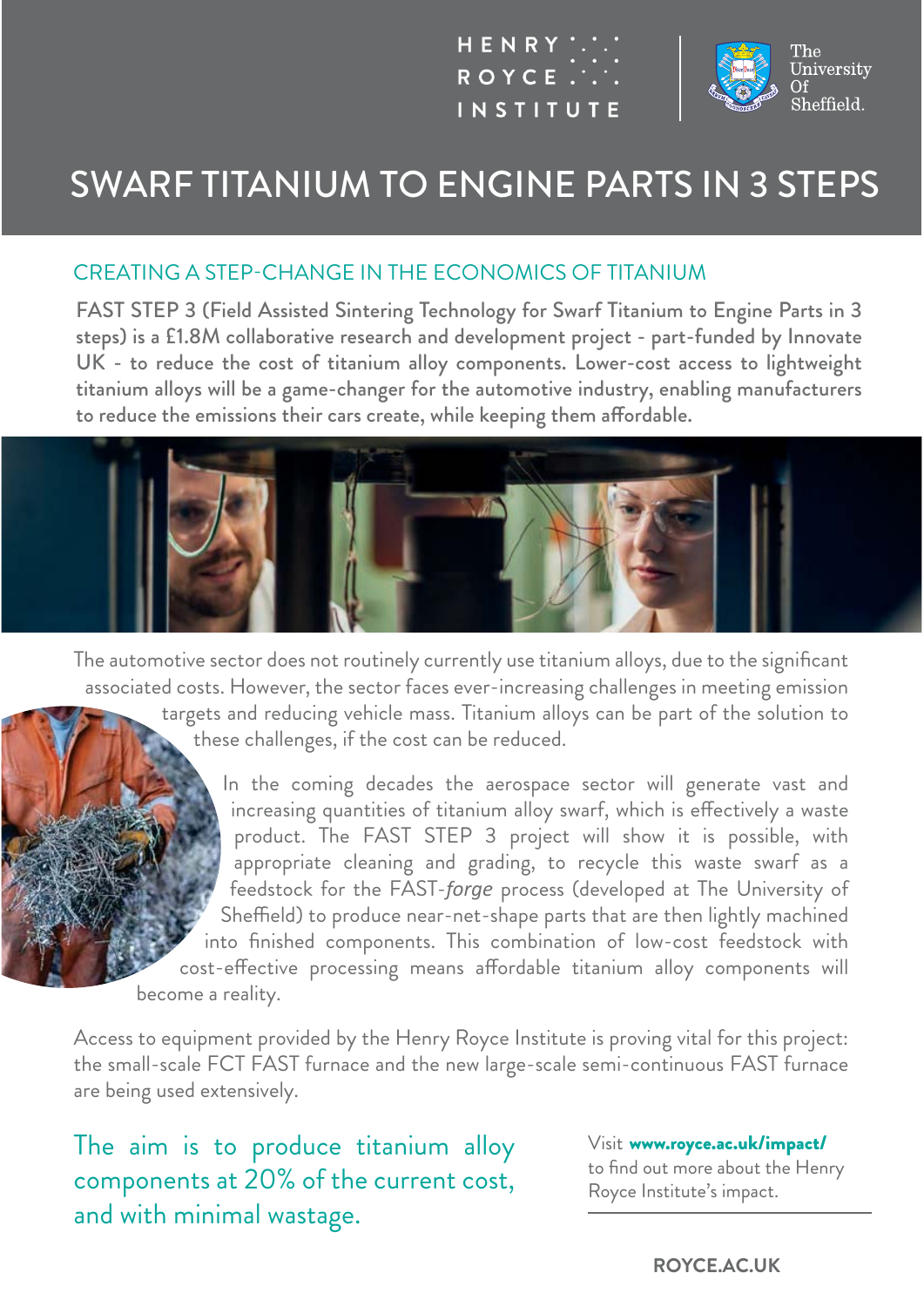HENRY ROYCE INSTITUTE | The University Of Sheffield.

# SWARF TITANIUM TO ENGINE PARTS IN 3 STEPS

## CREATING A STEP-CHANGE IN THE ECONOMICS OF TITANIUM

FAST STEP 3 (Field Assisted Sintering Technology for Swarf Titanium to Engine Parts in 3 steps) is a £1.8M collaborative research and development project - part-funded by Innovate UK - to reduce the cost of titanium alloy components. Lower-cost access to lightweight titanium alloys will be a game-changer for the automotive industry, enabling manufacturers to reduce the emissions their cars create, while keeping them affordable.

The automotive sector does not routinely currently use titanium alloys, due to the significant associated costs. However, the sector faces ever-increasing challenges in meeting emission targets and reducing vehicle mass. Titanium alloys can be part of the solution to these challenges, if the cost can be reduced.

In the coming decades the aerospace sector will generate vast and increasing quantities of titanium alloy swarf, which is effectively a waste product. The FAST STEP 3 project will show it is possible, with appropriate cleaning and grading, to recycle this waste swarf as a feedstock for the FAST-*forge* process (developed at The University of Sheffield) to produce near-net-shape parts that are then lightly machined into finished components. This combination of low-cost feedstock with cost-effective processing means affordable titanium alloy components will become a reality.

Access to equipment provided by the Henry Royce Institute is proving vital for this project: the small-scale FCT FAST furnace and the new large-scale semi-continuous FAST furnace are being used extensively.

The aim is to produce titanium alloy components at 20% of the current cost, and with minimal wastage.

Visit **www.royce.ac.uk/impact/** to find out more about the Henry Royce Institute's impact.

**ROYCE.AC.UK**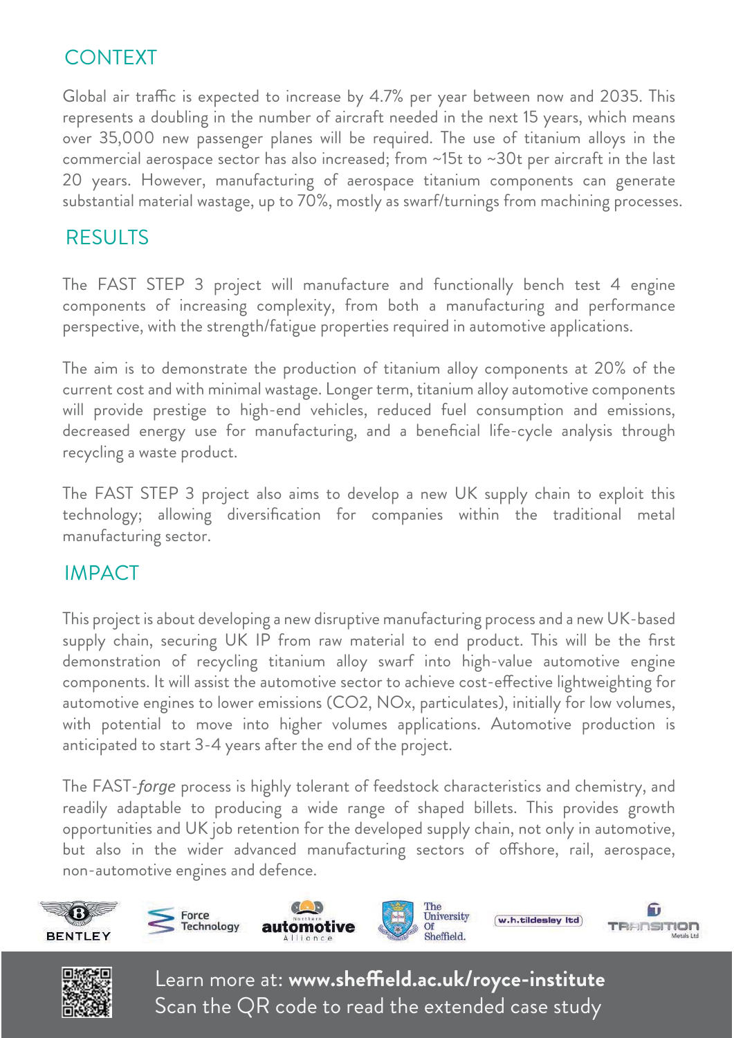## CONTEXT

Global air traffic is expected to increase by 4.7% per year between now and 2035. This represents a doubling in the number of aircraft needed in the next 15 years, which means over 35,000 new passenger planes will be required. The use of titanium alloys in the commercial aerospace sector has also increased; from ~15t to ~30t per aircraft in the last 20 years. However, manufacturing of aerospace titanium components can generate substantial material wastage, up to 70%, mostly as swarf/turnings from machining processes.

## RESULTS

The FAST STEP 3 project will manufacture and functionally bench test 4 engine components of increasing complexity, from both a manufacturing and performance perspective, with the strength/fatigue properties required in automotive applications.

The aim is to demonstrate the production of titanium alloy components at 20% of the current cost and with minimal wastage. Longer term, titanium alloy automotive components will provide prestige to high-end vehicles, reduced fuel consumption and emissions, decreased energy use for manufacturing, and a beneficial life-cycle analysis through recycling a waste product.

The FAST STEP 3 project also aims to develop a new UK supply chain to exploit this technology; allowing diversification for companies within the traditional metal manufacturing sector.

## IMPACT

This project is about developing a new disruptive manufacturing process and a new UK-based supply chain, securing UK IP from raw material to end product. This will be the first demonstration of recycling titanium alloy swarf into high-value automotive engine components. It will assist the automotive sector to achieve cost-effective lightweighting for automotive engines to lower emissions ($CO_2$, $NO_x$, particulates), initially for low volumes, with potential to move into higher volumes applications. Automotive production is anticipated to start 3-4 years after the end of the project.

The FAST-*forge* process is highly tolerant of feedstock characteristics and chemistry, and readily adaptable to producing a wide range of shaped billets. This provides growth opportunities and UK job retention for the developed supply chain, not only in automotive, but also in the wider advanced manufacturing sectors of offshore, rail, aerospace, non-automotive engines and defence.

BENTLEY | Force Technology | Northern automotive Alliance | The University Of Sheffield. | w.h.tildesley ltd | TRANSITION Metals Ltd

Learn more at: **www.sheffield.ac.uk/royce-institute**
Scan the QR code to read the extended case study